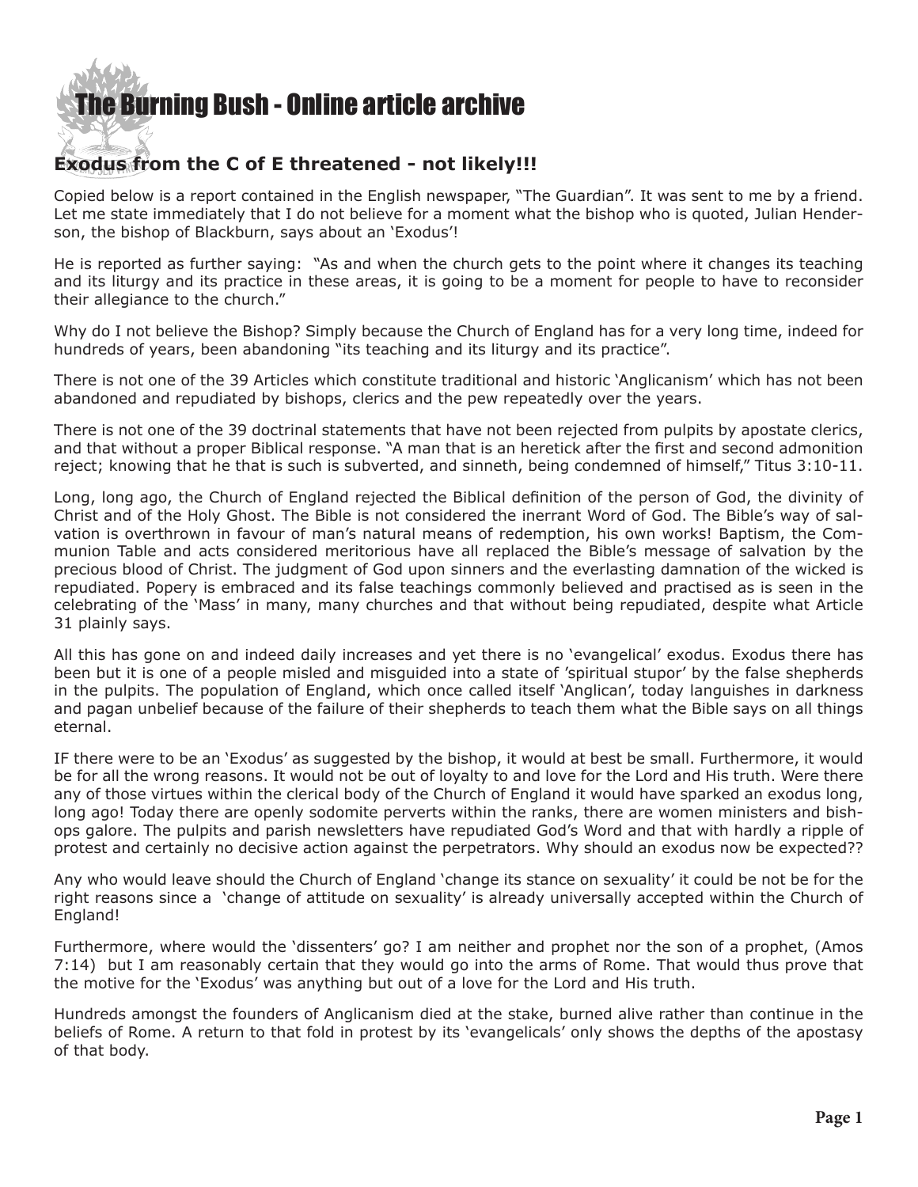# The Burning Bush - Online article archive

## Exodus from the C of E threatened - not likely!!!

Copied below is a report contained in the English newspaper, "The Guardian". It was sent to me by a friend. Let me state immediately that I do not believe for a moment what the bishop who is quoted, Julian Henderson, the bishop of Blackburn, says about an 'Exodus'!

He is reported as further saying: "As and when the church gets to the point where it changes its teaching and its liturgy and its practice in these areas, it is going to be a moment for people to have to reconsider their allegiance to the church."

Why do I not believe the Bishop? Simply because the Church of England has for a very long time, indeed for hundreds of years, been abandoning "its teaching and its liturgy and its practice".

There is not one of the 39 Articles which constitute traditional and historic 'Anglicanism' which has not been abandoned and repudiated by bishops, clerics and the pew repeatedly over the years.

There is not one of the 39 doctrinal statements that have not been rejected from pulpits by apostate clerics, and that without a proper Biblical response. "A man that is an heretick after the first and second admonition reject; knowing that he that is such is subverted, and sinneth, being condemned of himself," Titus 3:10-11.

Long, long ago, the Church of England rejected the Biblical definition of the person of God, the divinity of Christ and of the Holy Ghost. The Bible is not considered the inerrant Word of God. The Bible's way of salvation is overthrown in favour of man's natural means of redemption, his own works! Baptism, the Communion Table and acts considered meritorious have all replaced the Bible's message of salvation by the precious blood of Christ. The judgment of God upon sinners and the everlasting damnation of the wicked is repudiated. Popery is embraced and its false teachings commonly believed and practised as is seen in the celebrating of the 'Mass' in many, many churches and that without being repudiated, despite what Article 31 plainly says.

All this has gone on and indeed daily increases and yet there is no 'evangelical' exodus. Exodus there has been but it is one of a people misled and misguided into a state of 'spiritual stupor' by the false shepherds in the pulpits. The population of England, which once called itself 'Anglican', today languishes in darkness and pagan unbelief because of the failure of their shepherds to teach them what the Bible says on all things eternal.

IF there were to be an 'Exodus' as suggested by the bishop, it would at best be small. Furthermore, it would be for all the wrong reasons. It would not be out of loyalty to and love for the Lord and His truth. Were there any of those virtues within the clerical body of the Church of England it would have sparked an exodus long, long ago! Today there are openly sodomite perverts within the ranks, there are women ministers and bishops galore. The pulpits and parish newsletters have repudiated God's Word and that with hardly a ripple of protest and certainly no decisive action against the perpetrators. Why should an exodus now be expected??

Any who would leave should the Church of England 'change its stance on sexuality' it could be not be for the right reasons since a 'change of attitude on sexuality' is already universally accepted within the Church of England!

Furthermore, where would the 'dissenters' go? I am neither and prophet nor the son of a prophet, (Amos 7:14) but I am reasonably certain that they would go into the arms of Rome. That would thus prove that the motive for the 'Exodus' was anything but out of a love for the Lord and His truth.

Hundreds amongst the founders of Anglicanism died at the stake, burned alive rather than continue in the beliefs of Rome. A return to that fold in protest by its 'evangelicals' only shows the depths of the apostasy of that body.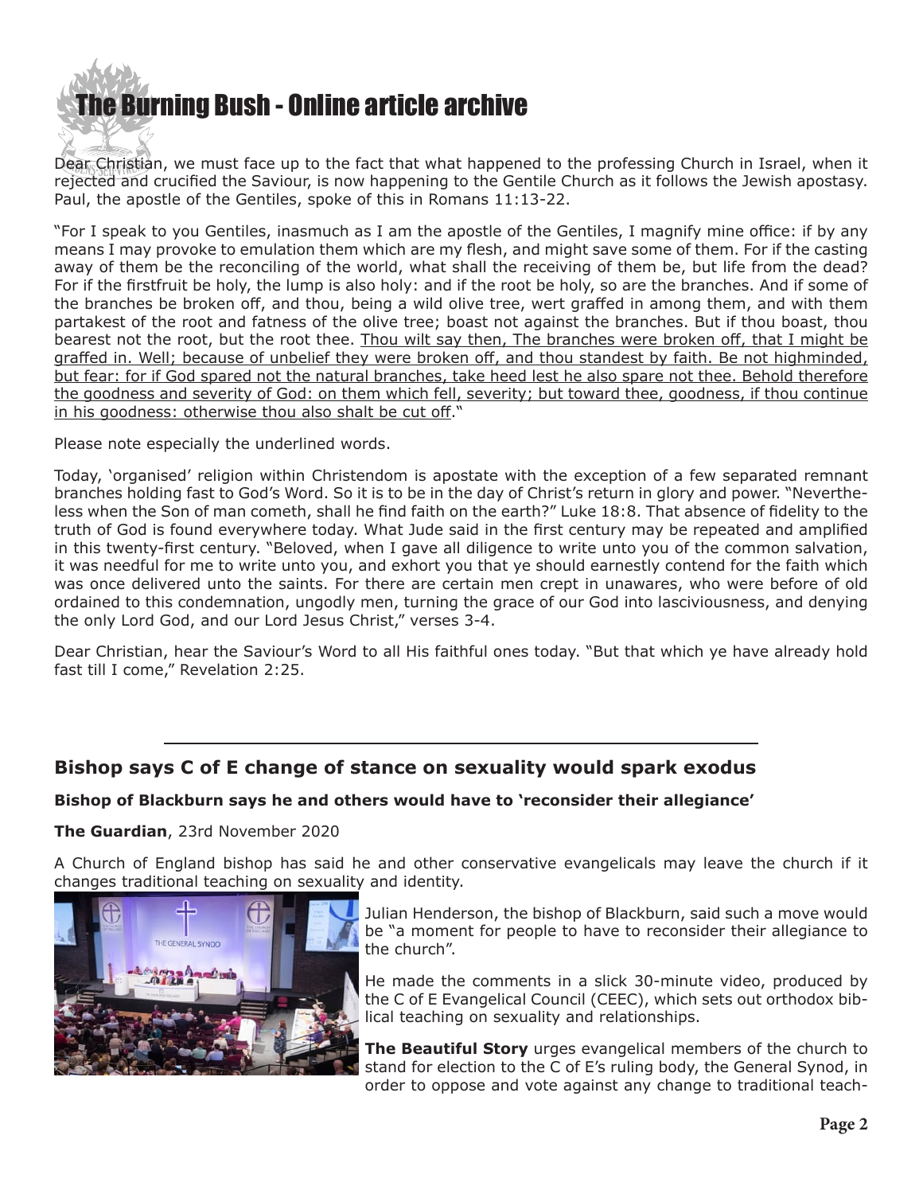Dear Christian, we must face up to the fact that what happened to the professing Church in Israel, when it rejected and crucified the Saviour, is now happening to the Gentile Church as it follows the Jewish apostasy. Paul, the apostle of the Gentiles, spoke of this in Romans 11:13-22.

"For I speak to you Gentiles, inasmuch as I am the apostle of the Gentiles, I magnify mine office: if by any means I may provoke to emulation them which are my flesh, and might save some of them. For if the casting away of them be the reconciling of the world, what shall the receiving of them be, but life from the dead? For if the firstfruit be holy, the lump is also holy: and if the root be holy, so are the branches. And if some of the branches be broken off, and thou, being a wild olive tree, wert graffed in among them, and with them partakest of the root and fatness of the olive tree; boast not against the branches. But if thou boast, thou bearest not the root, but the root thee. <u>Thou wilt say then, The branches were broken off, that I might be graffed in. Well; because of unbelief they were broken off, and thou standest by faith. Be not highminded, but fear: for if God spared not the natural branches, take heed lest he also spare not thee. Behold therefore the goodness and severity of God: on them which fell, severity; but toward thee, goodness, if thou continue in his goodness: otherwise thou also shalt be cut off</u>."

Please note especially the underlined words.

Today, 'organised' religion within Christendom is apostate with the exception of a few separated remnant branches holding fast to God's Word. So it is to be in the day of Christ's return in glory and power. "Nevertheless when the Son of man cometh, shall he find faith on the earth?" Luke 18:8. That absence of fidelity to the truth of God is found everywhere today. What Jude said in the first century may be repeated and amplified in this twenty-first century. "Beloved, when I gave all diligence to write unto you of the common salvation, it was needful for me to write unto you, and exhort you that ye should earnestly contend for the faith which was once delivered unto the saints. For there are certain men crept in unawares, who were before of old ordained to this condemnation, ungodly men, turning the grace of our God into lasciviousness, and denying the only Lord God, and our Lord Jesus Christ," verses 3-4.

Dear Christian, hear the Saviour's Word to all His faithful ones today. "But that which ye have already hold fast till I come," Revelation 2:25.

---

## Bishop says C of E change of stance on sexuality would spark exodus

**Bishop of Blackburn says he and others would have to 'reconsider their allegiance'**

**The Guardian**, 23rd November 2020

A Church of England bishop has said he and other conservative evangelicals may leave the church if it changes traditional teaching on sexuality and identity.

Julian Henderson, the bishop of Blackburn, said such a move would be "a moment for people to have to reconsider their allegiance to the church".

He made the comments in a slick 30-minute video, produced by the C of E Evangelical Council (CEEC), which sets out orthodox biblical teaching on sexuality and relationships.

**The Beautiful Story** urges evangelical members of the church to stand for election to the C of E's ruling body, the General Synod, in order to oppose and vote against any change to traditional teach-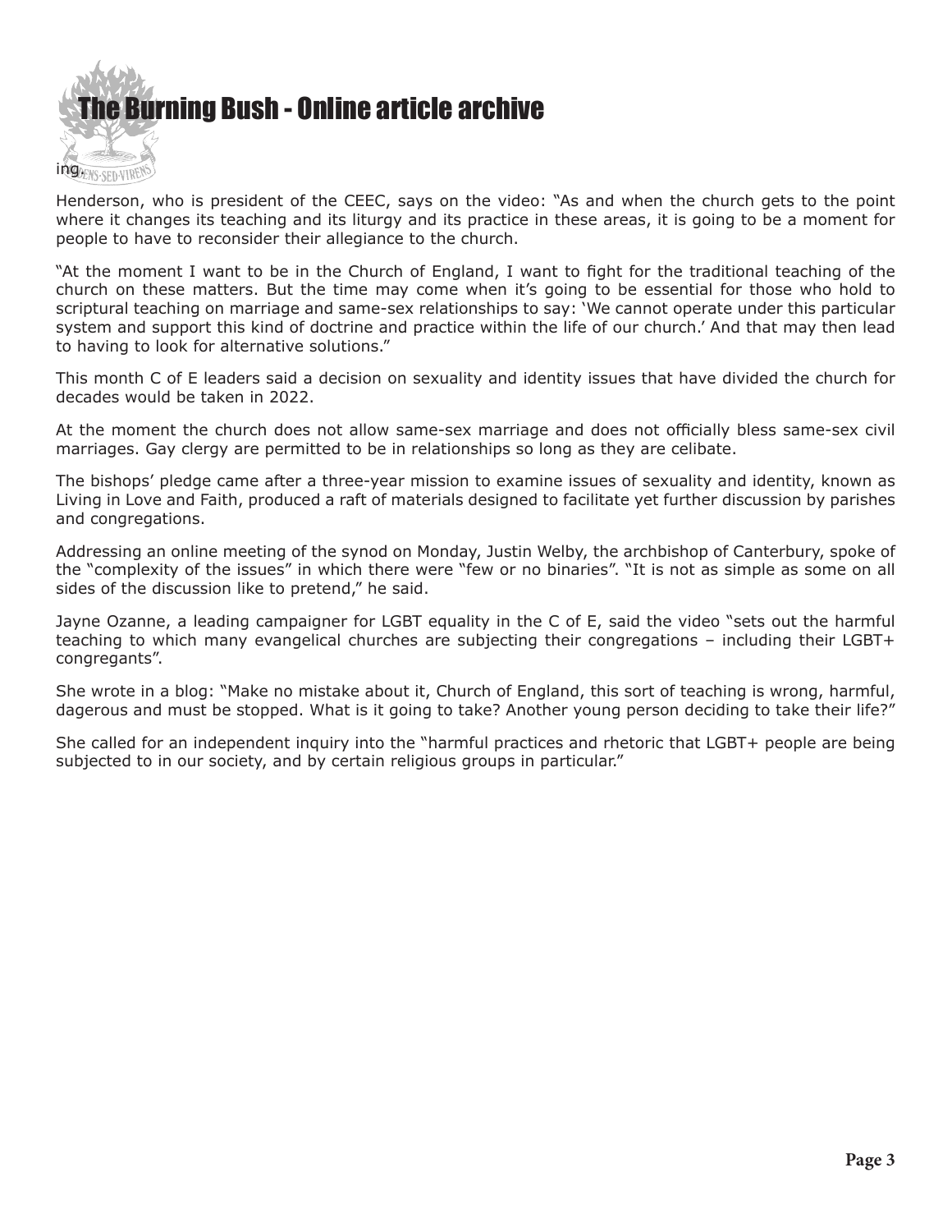ing.

Henderson, who is president of the CEEC, says on the video: "As and when the church gets to the point where it changes its teaching and its liturgy and its practice in these areas, it is going to be a moment for people to have to reconsider their allegiance to the church.

"At the moment I want to be in the Church of England, I want to fight for the traditional teaching of the church on these matters. But the time may come when it's going to be essential for those who hold to scriptural teaching on marriage and same-sex relationships to say: 'We cannot operate under this particular system and support this kind of doctrine and practice within the life of our church.' And that may then lead to having to look for alternative solutions."

This month C of E leaders said a decision on sexuality and identity issues that have divided the church for decades would be taken in 2022.

At the moment the church does not allow same-sex marriage and does not officially bless same-sex civil marriages. Gay clergy are permitted to be in relationships so long as they are celibate.

The bishops' pledge came after a three-year mission to examine issues of sexuality and identity, known as Living in Love and Faith, produced a raft of materials designed to facilitate yet further discussion by parishes and congregations.

Addressing an online meeting of the synod on Monday, Justin Welby, the archbishop of Canterbury, spoke of the "complexity of the issues" in which there were "few or no binaries". "It is not as simple as some on all sides of the discussion like to pretend," he said.

Jayne Ozanne, a leading campaigner for LGBT equality in the C of E, said the video "sets out the harmful teaching to which many evangelical churches are subjecting their congregations – including their LGBT+ congregants".

She wrote in a blog: "Make no mistake about it, Church of England, this sort of teaching is wrong, harmful, dagerous and must be stopped. What is it going to take? Another young person deciding to take their life?"

She called for an independent inquiry into the "harmful practices and rhetoric that LGBT+ people are being subjected to in our society, and by certain religious groups in particular."